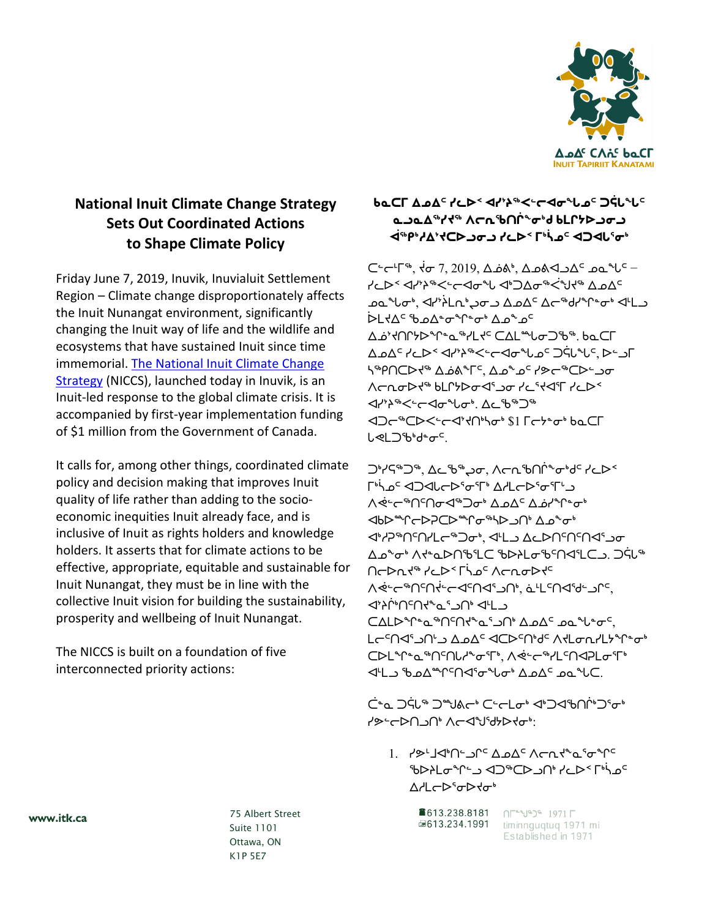ᐃᓄᐃᑦ ᑕᐱᕇᑦ ᑲᓇᑕᒥ
Inuit Tapiriit Kanatami

## National Inuit Climate Change Strategy Sets Out Coordinated Actions to Shape Climate Policy

Friday June 7, 2019, Inuvik, Inuvialuit Settlement Region – Climate change disproportionately affects the Inuit Nunangat environment, significantly changing the Inuit way of life and the wildlife and ecosystems that have sustained Inuit since time immemorial. The National Inuit Climate Change Strategy (NICCS), launched today in Inuvik, is an Inuit-led response to the global climate crisis. It is accompanied by first-year implementation funding of $1 million from the Government of Canada.

It calls for, among other things, coordinated climate policy and decision making that improves Inuit quality of life rather than adding to the socio-economic inequities Inuit already face, and is inclusive of Inuit as rights holders and knowledge holders. It asserts that for climate actions to be effective, appropriate, equitable and sustainable for Inuit Nunangat, they must be in line with the collective Inuit vision for building the sustainability, prosperity and wellbeing of Inuit Nunangat.

The NICCS is built on a foundation of five interconnected priority actions:

## ᑲᓇᑕᒥ ᐃᓄᐃᑦ ᓯᓚᐅᑉ ᐊᓯᔾᔨᖅᐸᓪᓕᐊᓂᖓᓄᑦ ᑐᕌᒐᖓᑦ ᓇᓗᓇᐃᖅᓯᔪᖅ ᐱᓕᕆᖃᑎᒌᓐᓂᕐᒧᑦ ᑲᒪᒋᔭᐅᓗᓂ ᐊᖅᑭᒃᓯᐅᔾᔨᐅᑕᐅᓗᓂ ᓯᓚᐅᑉ ᒥᒃᓵᓄᑦ ᐊᑐᐊᒐᖏᓐᓂᒃ

ᑕᓪᓕᒻᒥᖅ, ᔫᓂ 7, 2019, ᐃᓅᕕᒃ, ᐃᓄᕕᐊᓗᐃᑦ ᓄᓇᖓᑦ – ᓯᓚᐅᑉ ᐊᓯᔾᔨᖅᐸᓪᓕᐊᓂᖓ ᐊᒃᑐᐃᓂᖅᐸᒌᖑᔪᖅ ᐃᓄᐃᑦ ᓄᓇᖓᓐᓂᒃ, ᐊᓯᔾᔨᒪᑎᒃᓱᓂᓗ ᐃᓄᐃᑦ ᐃᓕᖅᑯᓯᖏᓐᓂᒃ ᐊᒻᒪᓗ ᐆᒪᔪᐃᑦ ᖃᓄᐃᓐᓂᖏᓐᓂᒃ ᐃᓄᓐᓄᑦ ᐃᓅᓯᐅᑎᒋᔭᐅᓂᖅᓴᐅᓯᒪᔪᑦ ᑕᐃᒪᙵᓂᑐᖅᑲᖅ. ᑲᓇᑕᒥ ᐃᓄᐃᑦ ᓯᓚᐅᑉ ᐊᓯᔾᔨᖅᐸᓪᓕᐊᓂᖓᓄᑦ ᑐᕌᒐᖓᑦ, ᐅᓪᓗᒥ ᓴᖅᑭᑕᐅᔪᖅ ᐃᓅᕕᖕᒥᑦ, ᐃᓄᖕᓄᑦ ᓯᕗᓕᖅᑕᐅᓗᓂ ᐱᓕᕆᓂᐅᔪᖅ ᑲᒪᒋᔭᐅᓂᐊᕐᓗᓂ ᓯᓚᕐᔪᐊᕐᒥ ᓯᓚᐅᑉ ᐊᓯᔾᔨᖅᐸᓪᓕᐊᓂᖓᓂᒃ. ᐃᓚᖃᖅᑐᖅ ᐊᑐᓕᖅᑕᐅᕙᓪᓕᐊᔾᔪᑎᖃᕐᓂᒃ $1 ᒥᓕᐊᓂᒃ ᑲᓇᑕᒥ ᒐᕙᒪᒃᑯᓐᓂᑦ.

ᑐᒃᓯᕋᖅᑐᖅ, ᐃᓚᖃᖅᖢᓂ, ᐱᓕᕆᖃᑎᒌᓐᓂᕐᒧᑦ ᓯᓚᐅᑉ ᒥᒃᓵᓄᑦ ᐊᑐᐊᒐᓕᐅᕐᓂᕐᒥ ᐃᓱᒪᓕᐅᕐᓂᕐᒥᓗ ᐱᕚᓪᓕᖅᑎᑦᑎᓂᐊᖅᑐᓂᒃ ᐃᓄᐃᑦ ᐃᓅᓯᖓᓐᓂᒃ ᐊᑲᐅᙱᓕᕆᐳᑦᑕᐅᙱᓐᓂᖅᓴᐅᓗᑎᒃ ᐃᓄᖕᓂᒃ ᐊᒃᓱᕈᖅᑎᑦᑎᓯᒪᓕᖅᑐᓂᒃ, ᐊᒻᒪᓗ ᐃᓚᐅᑎᑦᑎᑎᑦᑎᐊᕐᓗᓂ ᐃᓄᖕᓂᒃ ᐱᔪᓐᓇᐅᑎᖃᖅᑐᑦ ᖃᐅᔨᒪᓂᖃᖅᑎᑦᑎᐊᖅᑐᓗ. ᑐᕌᒐᖅ ᑎᑎᕋᕐᓯᔪᖅ ᓯᓚᐅᑉ ᒥᒃᓵᓄᑦ ᐱᓕᕆᓂᐅᔪᑦ ᐱᕚᓪᓕᖅᑎᑦᑎᓂᐊᕐᒪᑕ, ᓈᒻᒪᒃᑎᑦᑎᐊᖅᑐᓂᒃ, ᐊᔾᔨᒌᒃᑎᑦᑎᔭᕆᐊᖃᖅᑐᑎᒃ ᐊᒻᒪᓗ ᑕᐃᒪᐃᓐᓇᕐᓂᐊᖅᑎᓪᓗᒋᑦ ᐃᓄᐃᑦ ᓄᓇᖓᓂ, ᒪᓕᑦᑎᐊᕐᓗᑎᒡᓗ ᐃᓄᐃᑦ ᐊᑕᐅᑦᑎᒃᑯᑦ ᐱᔪᒪᓂᓯᒪᔾᔪᑎᖏᓐᓂᒃ, ᐱᕚᓪᓕᕐᓂᕐᒥ ᐊᒻᒪᓗ ᖃᓄᐃᙱᑦᑎᐊᕐᓂᖓᓐᓂᒃ ᐃᓄᐃᑦ ᓄᓇᖓᑕ.

ᑖᓐᓇ ᑐᕌᒐᖅ ᑐᙵᕕᓕᒃ ᑕᓪᓕᒪᓂᒃ ᐊᒃᑐᐊᖅᑎᕐᑐᓂᒃ ᓯᕗᓪᓕᐅᑎᓗᑎᒃ ᐱᓕᐊᕐᔪᑦᔭᐅᔪᓂᒃ:

1. ᓯᕗᒻᒧᐊᒃᑎᓪᓗᒋᑦ ᐃᓄᐃᑦ ᐱᓕᕆᔪᓐᓇᓂᖏᑦ ᖃᐅᔨᒪᓂᖏᓐᓄ ᐊᑐᖅᑕᐅᓗᑎᒃ ᓯᓚᐅᑉ ᒥᒃᓵᓄᑦ ᐃᓱᒪᓕᐅᕐᓂᐅᔪᓂᒃ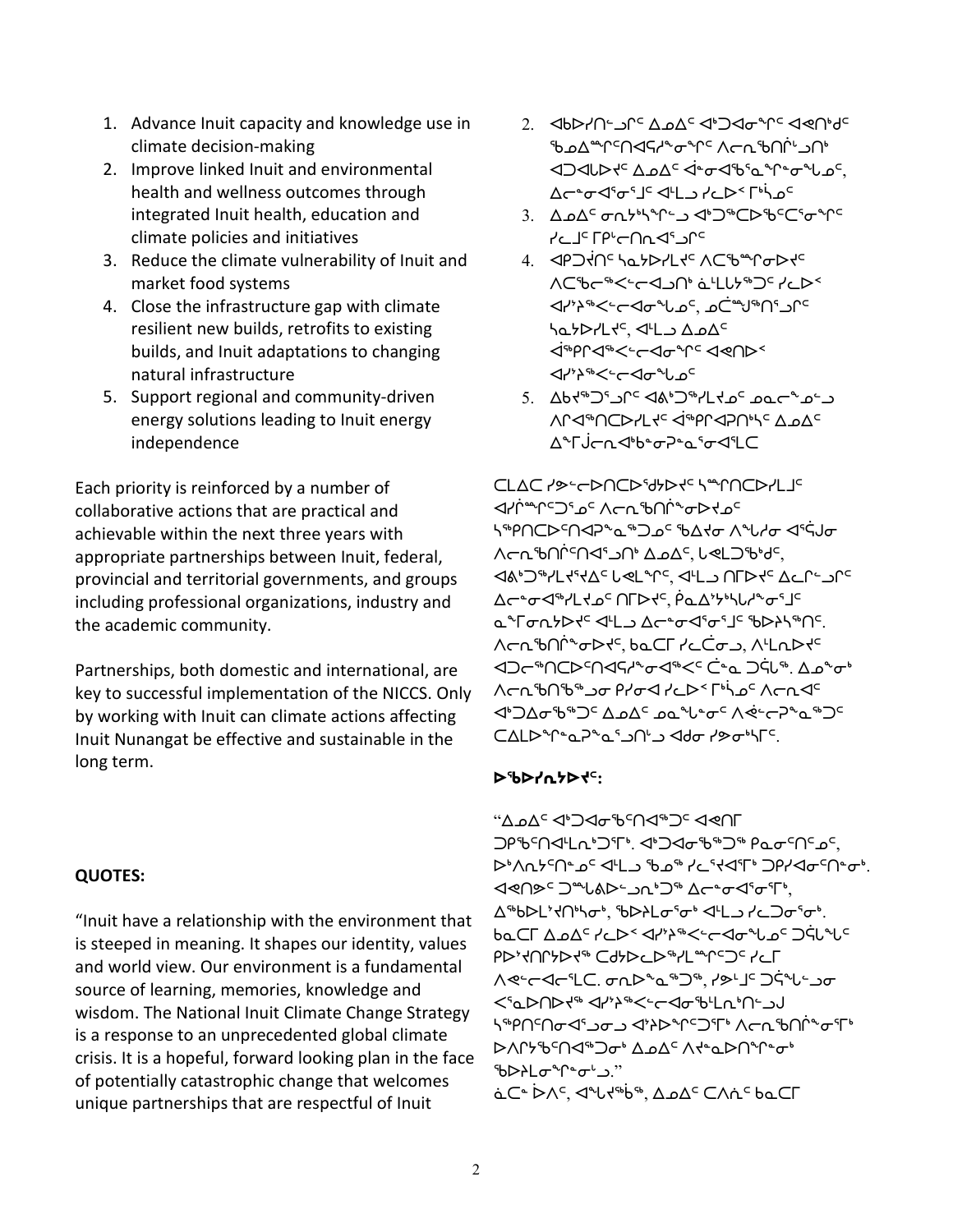1. Advance Inuit capacity and knowledge use in climate decision-making
2. Improve linked Inuit and environmental health and wellness outcomes through integrated Inuit health, education and climate policies and initiatives
3. Reduce the climate vulnerability of Inuit and market food systems
4. Close the infrastructure gap with climate resilient new builds, retrofits to existing builds, and Inuit adaptations to changing natural infrastructure
5. Support regional and community-driven energy solutions leading to Inuit energy independence

Each priority is reinforced by a number of collaborative actions that are practical and achievable within the next three years with appropriate partnerships between Inuit, federal, provincial and territorial governments, and groups including professional organizations, industry and the academic community.

Partnerships, both domestic and international, are key to successful implementation of the NICCS. Only by working with Inuit can climate actions affecting Inuit Nunangat be effective and sustainable in the long term.

**QUOTES:**

"Inuit have a relationship with the environment that is steeped in meaning. It shapes our identity, values and world view. Our environment is a fundamental source of learning, memories, knowledge and wisdom. The National Inuit Climate Change Strategy is a response to an unprecedented global climate crisis. It is a hopeful, forward looking plan in the face of potentially catastrophic change that welcomes unique partnerships that are respectful of Inuit

2. ᐊᑲᐅᓯᑎᓪᓗᒋᑦ ᐃᓄᐃᑦ ᐊᒃᑐᐊᓂᖏᑦ ᐊᕙᑎᒃᑯᑦ ᖃᓄᐃᙱᑦᑎᐊᕋᓱᓐᓂᖏᑦ ᐱᓕᕆᖃᑎᒌᒡᓗᑎᒃ ᐊᑐᐊᑦᐅᔪᑦ ᐃᓄᐃᑦ ᐋᓂᐊᖃᕐᓇᖏᓐᓂᖓᓄᑦ, ᐃᓕᓐᓂᐊᕐᓂᕐᒧᑦ ᐊᒻᒪᓗ ᓯᓚᐅᑉ ᒥᒃᓵᓄᑦ
3. ᐃᓄᐃᑦ ᓂᕆᔭᒃᓴᖏᓪᓗ ᐊᒃᑐᖅᑕᐅᑦᑕᑦᑕᕐᓂᖏᑦ ᓯᓚᒧᑦ ᒥᑭᒡᓕᑎᕆᐊᕐᓗᒋᑦ
4. ᐊᑭᑐᔫᑎᑦ ᓴᓇᔭᐅᓯᒪᔪᑦ ᐱᑕᖃᙱᓐᓂᐅᔪᑦ ᐱᑕᖃᓕᖅᐸᓪᓕᐊᓗᑎᒃ ᓈᒻᒪᒃᓴᖅᑐᑦ ᓯᓚᐅᑉ ᐊᓯᔾᔨᖅᐸᓪᓕᐊᓂᖓᓄᑦ, ᓄᑖᙳᖅᑎᕐᓗᒋᑦ ᓴᓇᔭᐅᓯᒪᔪᑦ, ᐊᒻᒪᓗ ᐃᓄᐃᑦ ᐋᖅᑭᒃᐊᖅᐸᓪᓕᐊᓂᖏᑦ ᐊᕙᑎᐅᑉ ᐊᓯᔾᔨᖅᐸᓪᓕᐊᓂᖓᓄᑦ
5. ᐃᑲᔪᖅᑐᕐᓗᒋᑦ ᐊᕕᒃᑐᖅᓯᒪᔪᓄᑦ ᓄᓇᓕᓐᓄᓪᓗ ᐱᒋᐊᖅᑎᑕᐅᓯᒪᔪᑦ ᐋᖅᑭᐊᕈᑎᒃᓯᑦ ᐃᓄᐃᑦ ᐃᖕᒥᒋᓕᕆᐊᒃᑲᓂᕈᓐᓇᕐᓂᐊᕐᒪᑕ

ᑕᒪᐃᑕ ᓯᕗᓪᓕᐅᑎᑕᐅᕐᑯᔭᐅᔪᑦ ᓴᙱᑎᑕᐅᓯᒪᒧᑦ ᐊᓯᖏᙰᑦᑐᕐᓄᑦ ᐱᓕᕆᖃᑎᒌᖕᓂᐅᔪᓄᑦ ᓴᖅᑭᑕᐅᑦᑎᐊᕈᓐᓇᖅᑐᓄᑦ ᖃᐃᔪᓂ ᐱᙳᓯᓂ ᐊᕐᕌᒍᓂ ᐱᓕᕆᖃᑎᒌᑦᑎᐊᕐᓗᑎᒃ ᐃᓄᐃᑦ, ᒐᕙᒪᒃᑯᑦ, ᐊᕕᒃᑐᖅᓯᒪᔪᐃᑦ ᒐᕙᒪᖏᑦ, ᐊᒻᒪᓗ ᑎᒥᐅᔪᑦ ᐃᓚᒋᔭᐅᓗᑎᑦ ᐃᓕᓐᓂᐊᖅᓯᒪᔪᓄᑦ ᑎᒥᐅᔪᑦ, ᑮᓇᐃᔭᒃᓴᓕᐅᕐᓂᓕᕆᔨᑦ ᓇᖏᓂᕆᔭᐅᔪᑦ ᐊᒻᒪᓗ ᐃᓕᓐᓂᐊᕐᓂᕐᒧᑦ ᖃᐅᔨᓴᖅᑎᑦ.
ᐱᓕᕆᖃᑎᒌᖕᓂᐅᔪᑦ, ᑲᓇᑕᒥ ᓯᓚᕐᖓᓂᓗ, ᐱᒻᒪᕆᐅᔪᑦ ᐊᑐᓕᖅᑎᑕᐅᑎᑦᑎᐊᕋᓱᓐᓂᐊᖅᐸᑦ ᑖᓐᓇ ᑐᕌᕐᕕᒃ. ᐃᓄᙳᓂᒃ ᐱᓕᕆᖃᑎᖃᖅᓗᓂ ᑭᓯᐊᓂ ᓯᓚᐅᑉ ᒥᒃᓵᓄᑦ ᐱᓕᕆᐊᑦ ᐊᒃᑐᐃᓂᖃᖅᑐᑦ ᐃᓄᐃᑦ ᓄᓇᖓᓐᓂᑦ ᐱᕚᓪᓕᕈᓐᓇᖅᑐᑦ ᑕᐃᒪᐅᕐᖔᕈᓐᓇᖅᑐᑎᒡᓗ ᐊᑯᓂ ᓯᕗᓂᒃᓯᒥᑦ.

**ᐅᖃᐅᓯᕆᔭᐅᔪᑦ:**

"ᐃᓄᐃᑦ ᐊᒃᑐᐊᓂᖃᖅᑎᑕᖅᑐᑦ ᐊᕙᑎᒥ ᑐᑭᖃᖅᑎᐊᒻᒪᕆᒃᑐᒥᒃ. ᐊᒃᑐᐊᓂᖃᖅᖢᑎᒃ ᑭᓇᓂᖅᑎᑦᑕᓐᓂᑦ, ᐅᒃᐱᕆᔭᖅᑎᓐᓂᑦ ᐊᒻᒪᓗ ᖃᓄᖅ ᓯᓚᕐᔪᐊᕐᒥᒃ ᑐᑭᓯᐊᓂᖅᑎᓐᓂᒃ. ᐊᕙᑎᕗᑦ ᑐᙵᕕᐅᓗᓂᖅᑐᖅ ᐃᓕᓐᓂᐊᕐᓂᕐᒥᒃ, ᐃᖅᑲᐅᒪᔪᓂᒃ, ᖃᐅᔨᒪᓂᕐᓂᒃ ᐊᒻᒪᓗ ᓯᓚᑐᓂᕐᓂᒃ. ᑲᓇᑕᒥ ᐃᓄᐃᑦ ᓯᓚᐅᑉ ᐊᓯᔾᔨᖅᐸᓪᓕᐊᓂᖓᓄᑦ ᑐᕌᕐᕕᖓᑦ ᑭᐅᔾᔪᑎᐅᓪᓗᓂ ᑕᐃᒪᐅᓚᐅᕐᓯᒪᙱᑦᑐᑦ ᓯᓚᕐᔪᐊᕐᒥ ᐱᕙᓪᓕᐊᓕᕐᓂᖓ. ᓂᕆᐅᓇᖅᑐᖅ, ᓯᕗᒧᑦ ᑐᕌᖓᓗᓂ ᐸᕐᓇᐅᑎᐅᔪᖅ ᐊᔾᔨᖅᐸᓪᓕᐊᓂᖃᖅᐸᓪᓕᓐᓂᑎᓪᓗᒍ ᓴᖅᑭᑎᓂᐊᕐᓗᓂᓗ ᐊᔾᔨᐅᙱᑦᑐᓂᒃ ᐱᓕᕆᖃᑎᒌᖕᓂᕐᓂᒃ ᐅᐱᒍᓱᑦᑎᐊᖅᑐᓂᒃ ᐃᓄᐃᑦ ᐱᔪᓇᐅᑎᖏᓐᓂᒃ ᖃᐅᔨᒪᓂᖏᓐᓄᓪᓗ."
ᓈᑕᓐ ᐆᐱᑦ, ᐊᖓᔪᖅᑳᖅ, ᐃᓄᐃᑦ ᑕᐱᕆᑦ ᑲᓇᑕᒥ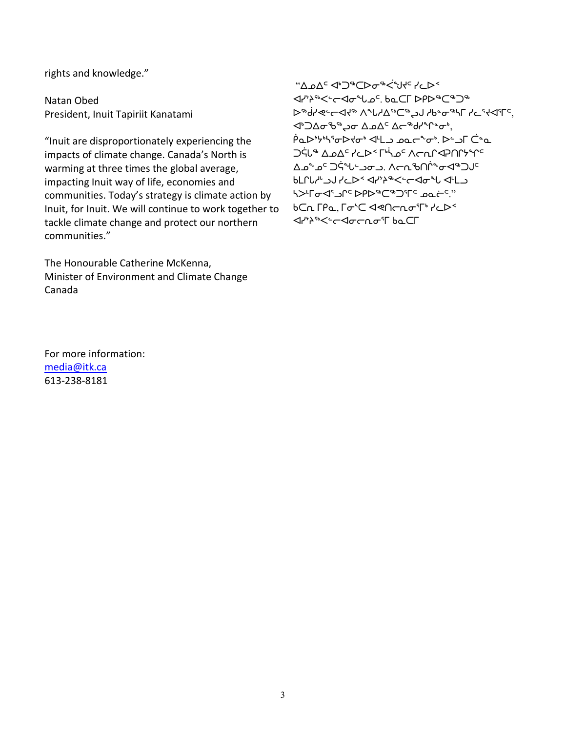rights and knowledge."

Natan Obed
President, Inuit Tapiriit Kanatami

"Inuit are disproportionately experiencing the impacts of climate change. Canada's North is warming at three times the global average, impacting Inuit way of life, economies and communities. Today's strategy is climate action by Inuit, for Inuit. We will continue to work together to tackle climate change and protect our northern communities."

The Honourable Catherine McKenna,
Minister of Environment and Climate Change Canada

"ᐃᓄᐃᑦ ᐊᒃᑐᐊᕐᑕᐅᓂᖅᐸᓪᓕᐅᔪᑦ ᓯᓚᐅᑉ ᐊᓯᔾᔨᖅᐸᓪᓕᐊᓂᖓᓄᑦ. ᑲᓇᑕᒥ ᐅᑭᐅᖅᑕᖅᑐᖅ ᐅᖅᑰᓯᕙᓪᓕᐊᔪᖅ ᐱᖓᓱᐃᖅᑕᖅᑐᒧ ᓱᑲᓐᓂᖅᓴᒥ ᓯᓚᕐᔪᐊᕐᒥᑦ, ᐊᒃᑐᐃᓂᖃᖅᑐᓂ ᐃᓄᐃᑦ ᐃᓕᖅᑯᓯᖏᓐᓂᒃ, ᑮᓇᐅᔾᔭᒃᓴᖅᓯᐅᑎᓂᒃ ᐊᒻᒪᓗ ᓄᓇᓕᖕᓂᒃ. ᐅᓪᓗᒥ ᑖᓐᓇ ᑐᕌᒐᖅ ᐃᓄᐃᑦ ᓯᓚᐅᑉ ᒥᒃᓵᓄᑦ ᐱᓕᕆᐊᕈᑎᒋᔭᖏᑦ ᐃᓄᖕᓄᑦ ᑐᕌᖓᓪᓗᓂᓗ. ᐱᓕᕆᖃᑎᒌᖕᓂᐊᖅᑐᒍᑦ ᑲᒪᒋᓪᓗᒍ ᓯᓚᐅᑉ ᐊᓯᔾᔨᖅᐸᓪᓕᐊᓂᖓ ᐊᒻᒪᓗ ᓴᐳᒻᒥᓂᐊᕐᓗᒋᑦ ᐅᑭᐅᖅᑕᖅᑐᕐᒥᑦ ᓄᓇᓖᑦ."

ᑲᑎᓐ ᒥᑭᓇ, ᒥᓂᔅᑕ ᐊᕙᑎᓕᕆᓂᕐᒥᒃ ᓯᓚᐅᑉ ᐊᓯᔾᔨᖅᐸᓪᓕᐊᓂᓕᕆᓂᕐᒥ ᑲᓇᑕᒥ

For more information:
media@itk.ca
613-238-8181